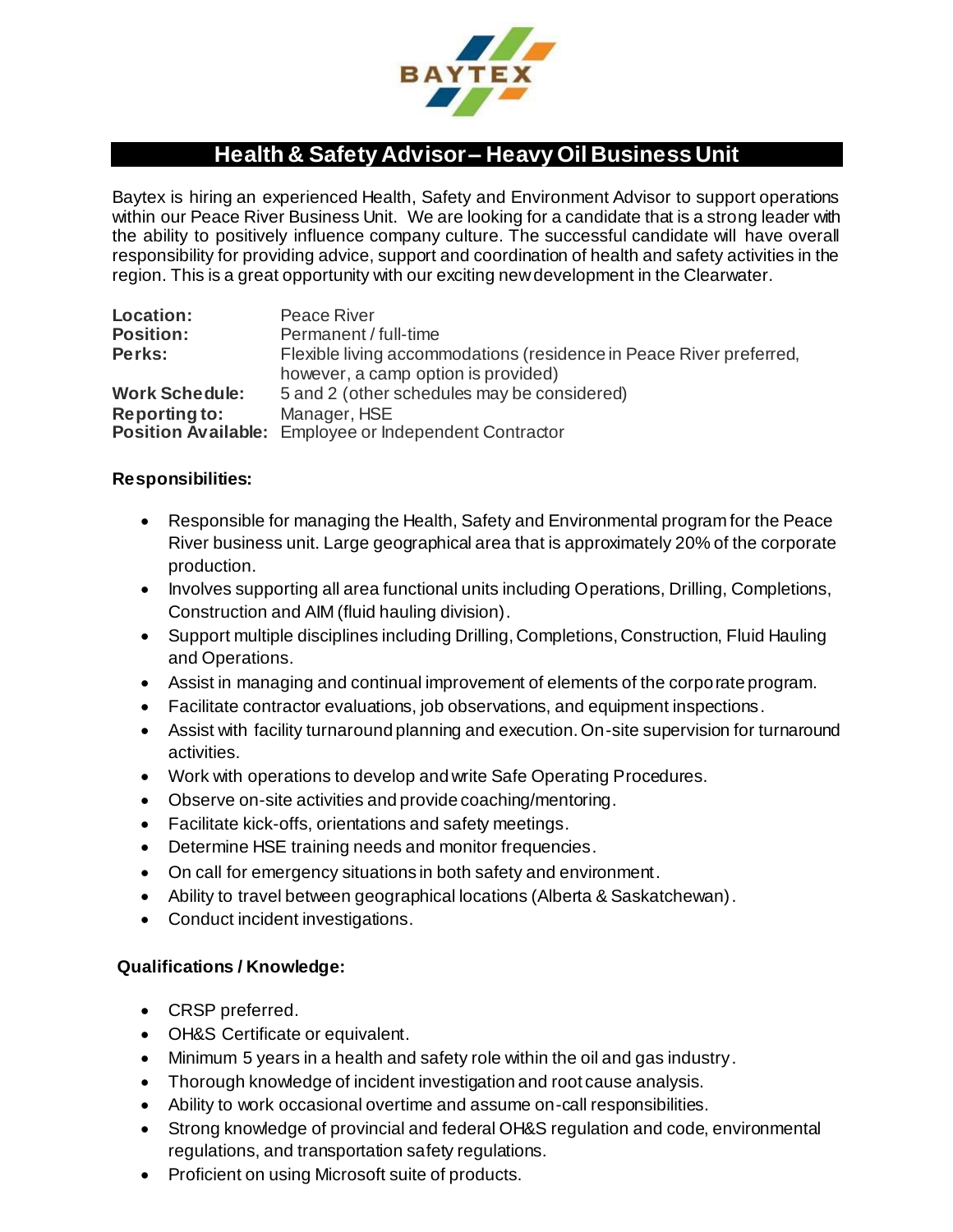BAYTEX

# Health & Safety Advisor – Heavy Oil Business Unit

Baytex is hiring an experienced Health, Safety and Environment Advisor to support operations within our Peace River Business Unit. We are looking for a candidate that is a strong leader with the ability to positively influence company culture. The successful candidate will have overall responsibility for providing advice, support and coordination of health and safety activities in the region. This is a great opportunity with our exciting new development in the Clearwater.

| | |
|---|---|
| **Location:** | Peace River |
| **Position:** | Permanent / full-time |
| **Perks:** | Flexible living accommodations (residence in Peace River preferred, however, a camp option is provided) |
| **Work Schedule:** | 5 and 2 (other schedules may be considered) |
| **Reporting to:** | Manager, HSE |
| **Position Available:** | Employee or Independent Contractor |

**Responsibilities:**

- Responsible for managing the Health, Safety and Environmental program for the Peace River business unit. Large geographical area that is approximately 20% of the corporate production.
- Involves supporting all area functional units including Operations, Drilling, Completions, Construction and AIM (fluid hauling division).
- Support multiple disciplines including Drilling, Completions, Construction, Fluid Hauling and Operations.
- Assist in managing and continual improvement of elements of the corporate program.
- Facilitate contractor evaluations, job observations, and equipment inspections.
- Assist with facility turnaround planning and execution. On-site supervision for turnaround activities.
- Work with operations to develop and write Safe Operating Procedures.
- Observe on-site activities and provide coaching/mentoring.
- Facilitate kick-offs, orientations and safety meetings.
- Determine HSE training needs and monitor frequencies.
- On call for emergency situations in both safety and environment.
- Ability to travel between geographical locations (Alberta & Saskatchewan).
- Conduct incident investigations.

**Qualifications / Knowledge:**

- CRSP preferred.
- OH&S Certificate or equivalent.
- Minimum 5 years in a health and safety role within the oil and gas industry.
- Thorough knowledge of incident investigation and root cause analysis.
- Ability to work occasional overtime and assume on-call responsibilities.
- Strong knowledge of provincial and federal OH&S regulation and code, environmental regulations, and transportation safety regulations.
- Proficient on using Microsoft suite of products.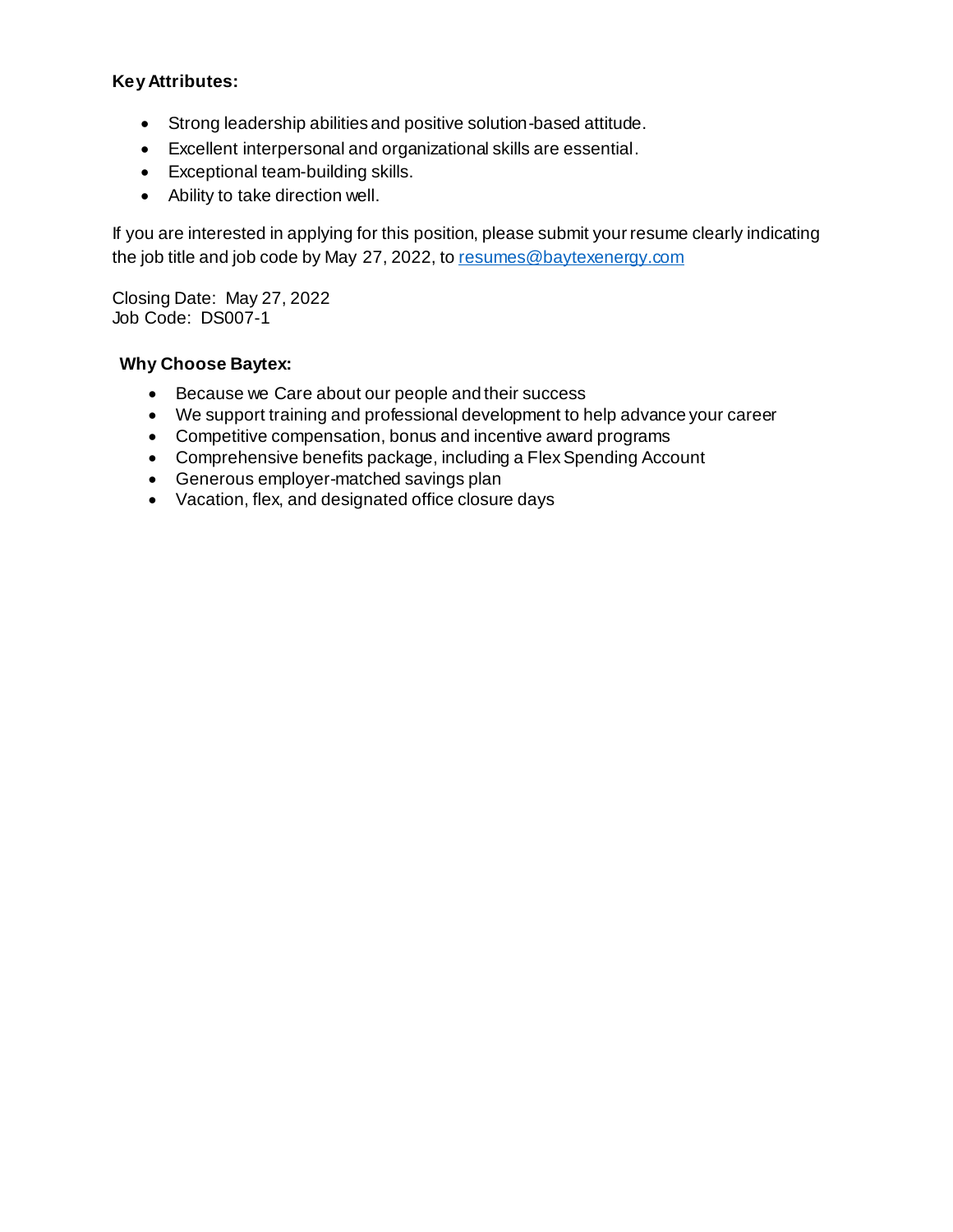**Key Attributes:**

- Strong leadership abilities and positive solution-based attitude.
- Excellent interpersonal and organizational skills are essential.
- Exceptional team-building skills.
- Ability to take direction well.

If you are interested in applying for this position, please submit your resume clearly indicating the job title and job code by May 27, 2022, to resumes@baytexenergy.com

Closing Date: May 27, 2022
Job Code: DS007-1

**Why Choose Baytex:**

- Because we Care about our people and their success
- We support training and professional development to help advance your career
- Competitive compensation, bonus and incentive award programs
- Comprehensive benefits package, including a Flex Spending Account
- Generous employer-matched savings plan
- Vacation, flex, and designated office closure days